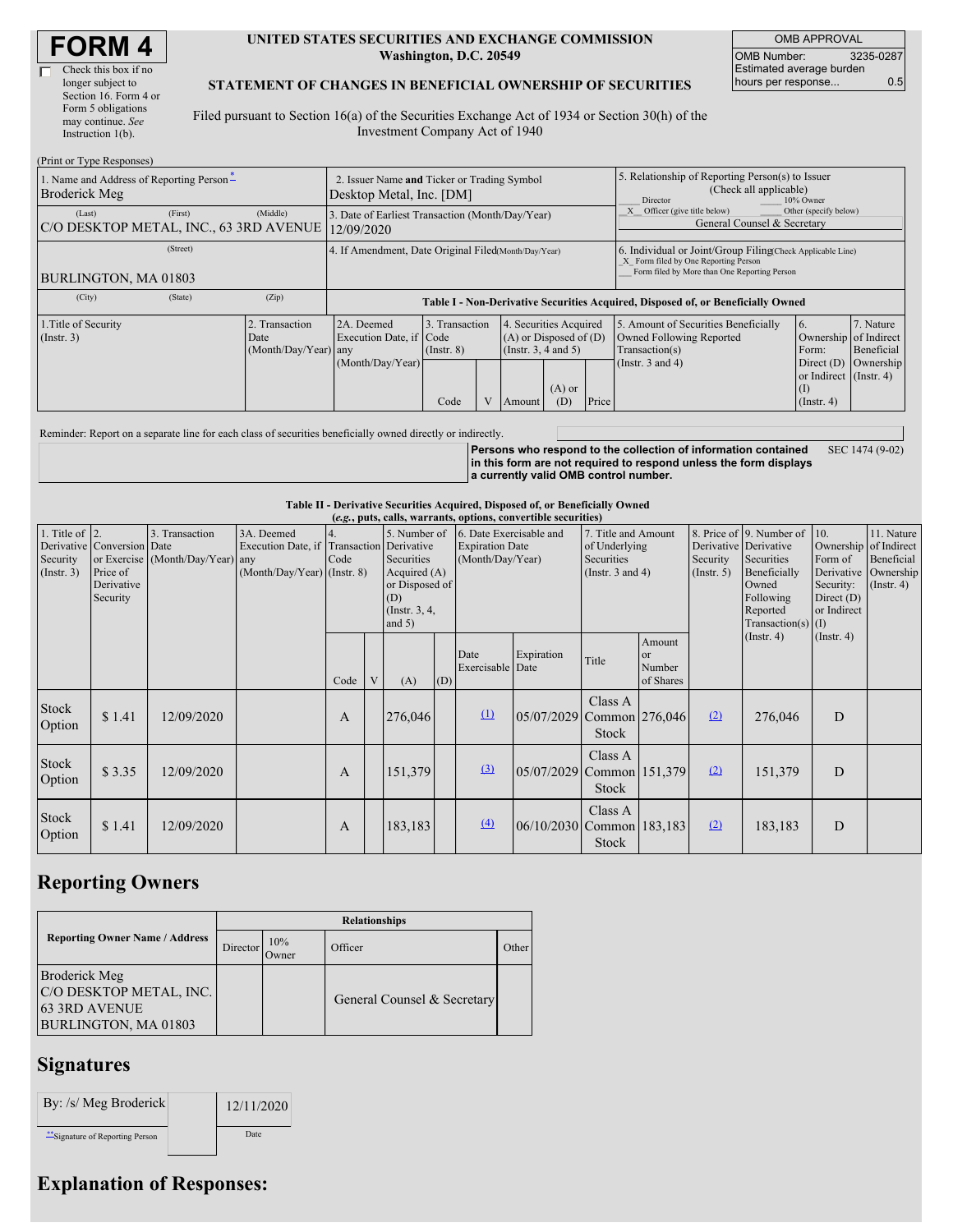# FORM 4

☐ Check this box if no longer subject to Section 16. Form 4 or Form 5 obligations may continue. *See* Instruction 1(b).

**UNITED STATES SECURITIES AND EXCHANGE COMMISSION**
**Washington, D.C. 20549**

**STATEMENT OF CHANGES IN BENEFICIAL OWNERSHIP OF SECURITIES**

Filed pursuant to Section 16(a) of the Securities Exchange Act of 1934 or Section 30(h) of the Investment Company Act of 1940

| OMB APPROVAL | |
|---|---|
| OMB Number: | 3235-0287 |
| Estimated average burden hours per response... | 0.5 |

(Print or Type Responses)

| | | |
|---|---|---|
| 1. Name and Address of Reporting Person * <br> Broderick Meg <br> (Last) (First) (Middle) <br> C/O DESKTOP METAL, INC., 63 3RD AVENUE <br> (Street) <br> BURLINGTON, MA 01803 <br> (City) (State) (Zip) | 2. Issuer Name **and** Ticker or Trading Symbol <br> Desktop Metal, Inc. [DM] <br> 3. Date of Earliest Transaction (Month/Day/Year) <br> 12/09/2020 <br> 4. If Amendment, Date Original Filed (Month/Day/Year) | 5. Relationship of Reporting Person(s) to Issuer (Check all applicable) <br> ___ Director ___ 10% Owner <br> _X_ Officer (give title below) ___ Other (specify below) <br> General Counsel & Secretary <br> 6. Individual or Joint/Group Filing (Check Applicable Line) <br> _X_ Form filed by One Reporting Person <br> ___ Form filed by More than One Reporting Person |

**Table I - Non-Derivative Securities Acquired, Disposed of, or Beneficially Owned**

| 1.Title of Security (Instr. 3) | 2. Transaction Date (Month/Day/Year) | 2A. Deemed Execution Date, if any (Month/Day/Year) | 3. Transaction Code (Instr. 8) | | 4. Securities Acquired (A) or Disposed of (D) (Instr. 3, 4 and 5) | | | 5. Amount of Securities Beneficially Owned Following Reported Transaction(s) (Instr. 3 and 4) | 6. Ownership Form: Direct (D) or Indirect (I) (Instr. 4) | 7. Nature of Indirect Beneficial Ownership (Instr. 4) |
|---|---|---|---|---|---|---|---|---|---|---|
| | | | Code | V | Amount | (A) or (D) | Price | | | |

Reminder: Report on a separate line for each class of securities beneficially owned directly or indirectly.

**Persons who respond to the collection of information contained in this form are not required to respond unless the form displays a currently valid OMB control number.** SEC 1474 (9-02)

**Table II - Derivative Securities Acquired, Disposed of, or Beneficially Owned**
**(*e.g.*, puts, calls, warrants, options, convertible securities)**

| 1. Title of Derivative Security (Instr. 3) | 2. Conversion or Exercise Price of Derivative Security | 3. Transaction Date (Month/Day/Year) | 3A. Deemed Execution Date, if any (Month/Day/Year) | 4. Transaction Code (Instr. 8) | | 5. Number of Derivative Securities Acquired (A) or Disposed of (D) (Instr. 3, 4, and 5) | | 6. Date Exercisable and Expiration Date (Month/Day/Year) | | 7. Title and Amount of Underlying Securities (Instr. 3 and 4) | | 8. Price of Derivative Security (Instr. 5) | 9. Number of Derivative Securities Beneficially Owned Following Reported Transaction(s) (Instr. 4) | 10. Ownership Form of Derivative Security: Direct (D) or Indirect (I) (Instr. 4) | 11. Nature of Indirect Beneficial Ownership (Instr. 4) |
|---|---|---|---|---|---|---|---|---|---|---|---|---|---|---|---|
| | | | | Code | V | (A) | (D) | Date Exercisable | Expiration Date | Title | Amount or Number of Shares | | | | |
| Stock Option | $ 1.41 | 12/09/2020 | | A | | 276,046 | | (1) | 05/07/2029 | Class A Common Stock | 276,046 | (2) | 276,046 | D | |
| Stock Option | $ 3.35 | 12/09/2020 | | A | | 151,379 | | (3) | 05/07/2029 | Class A Common Stock | 151,379 | (2) | 151,379 | D | |
| Stock Option | $ 1.41 | 12/09/2020 | | A | | 183,183 | | (4) | 06/10/2030 | Class A Common Stock | 183,183 | (2) | 183,183 | D | |

## Reporting Owners

| Reporting Owner Name / Address | Relationships | | | |
|---|---|---|---|---|
| | Director | 10% Owner | Officer | Other |
| Broderick Meg <br> C/O DESKTOP METAL, INC. <br> 63 3RD AVENUE <br> BURLINGTON, MA 01803 | | | General Counsel & Secretary | |

## Signatures

| | |
|---|---|
| By: /s/ Meg Broderick | 12/11/2020 |
| ** Signature of Reporting Person | Date |

## Explanation of Responses: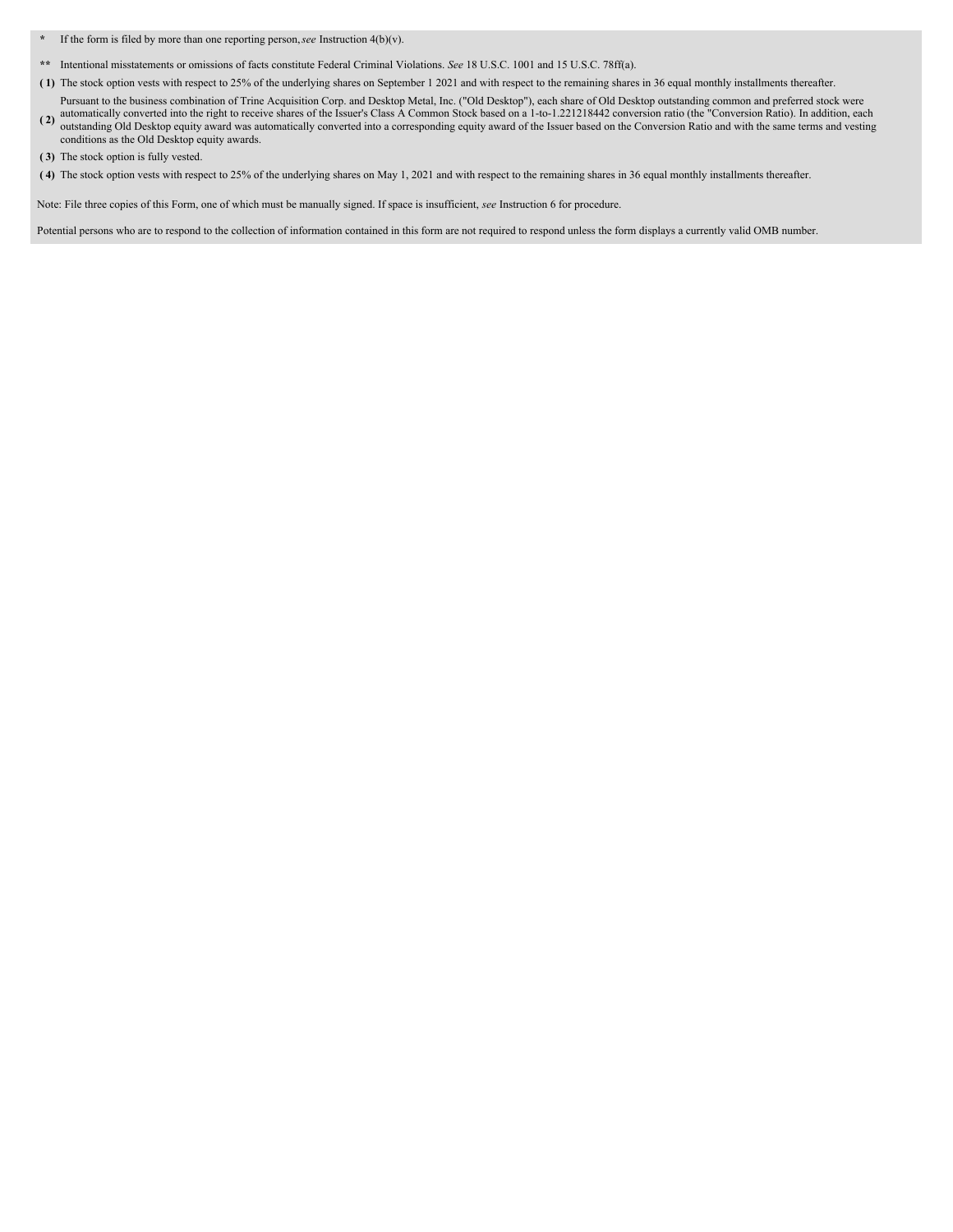\* If the form is filed by more than one reporting person, *see* Instruction 4(b)(v).

\*\* Intentional misstatements or omissions of facts constitute Federal Criminal Violations. *See* 18 U.S.C. 1001 and 15 U.S.C. 78ff(a).

( 1) The stock option vests with respect to 25% of the underlying shares on September 1 2021 and with respect to the remaining shares in 36 equal monthly installments thereafter.

( 2) Pursuant to the business combination of Trine Acquisition Corp. and Desktop Metal, Inc. ("Old Desktop"), each share of Old Desktop outstanding common and preferred stock were automatically converted into the right to receive shares of the Issuer's Class A Common Stock based on a 1-to-1.221218442 conversion ratio (the "Conversion Ratio). In addition, each outstanding Old Desktop equity award was automatically converted into a corresponding equity award of the Issuer based on the Conversion Ratio and with the same terms and vesting conditions as the Old Desktop equity awards.

( 3) The stock option is fully vested.

( 4) The stock option vests with respect to 25% of the underlying shares on May 1, 2021 and with respect to the remaining shares in 36 equal monthly installments thereafter.

Note: File three copies of this Form, one of which must be manually signed. If space is insufficient, *see* Instruction 6 for procedure.

Potential persons who are to respond to the collection of information contained in this form are not required to respond unless the form displays a currently valid OMB number.